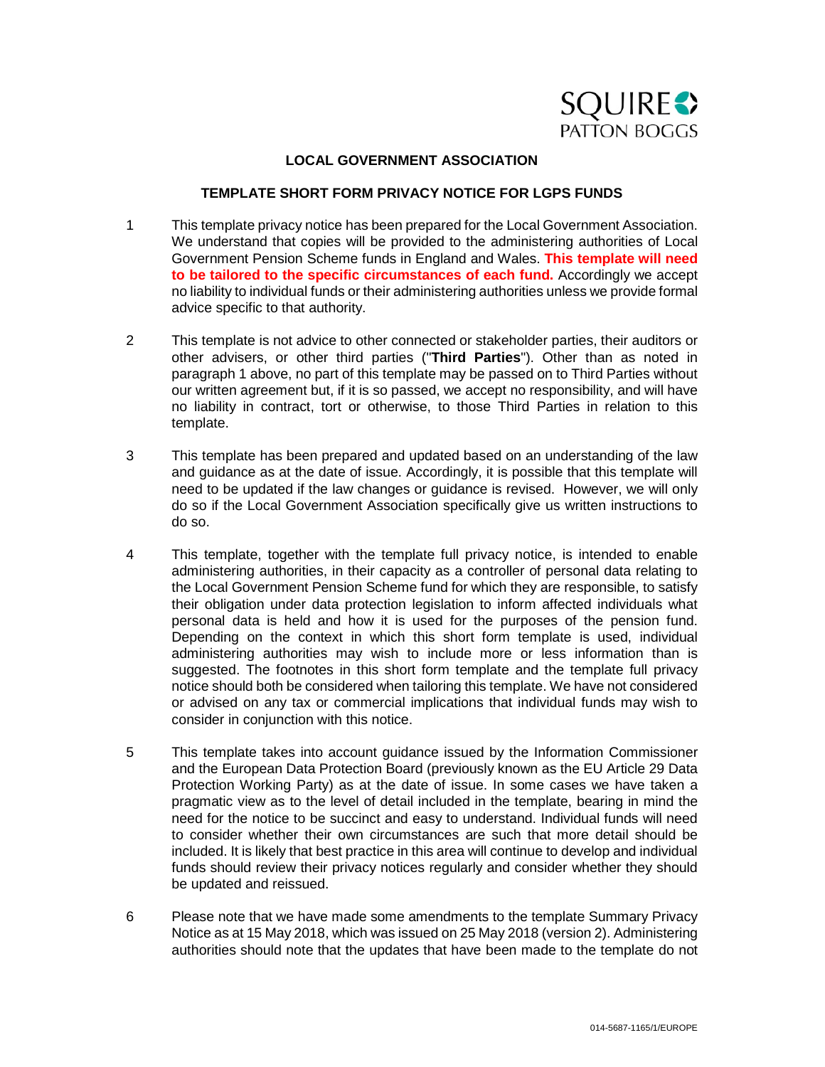**LOCAL GOVERNMENT ASSOCIATION**

**TEMPLATE SHORT FORM PRIVACY NOTICE FOR LGPS FUNDS**

1. This template privacy notice has been prepared for the Local Government Association. We understand that copies will be provided to the administering authorities of Local Government Pension Scheme funds in England and Wales. **This template will need to be tailored to the specific circumstances of each fund.** Accordingly we accept no liability to individual funds or their administering authorities unless we provide formal advice specific to that authority.

2. This template is not advice to other connected or stakeholder parties, their auditors or other advisers, or other third parties ("**Third Parties**"). Other than as noted in paragraph 1 above, no part of this template may be passed on to Third Parties without our written agreement but, if it is so passed, we accept no responsibility, and will have no liability in contract, tort or otherwise, to those Third Parties in relation to this template.

3. This template has been prepared and updated based on an understanding of the law and guidance as at the date of issue. Accordingly, it is possible that this template will need to be updated if the law changes or guidance is revised. However, we will only do so if the Local Government Association specifically give us written instructions to do so.

4. This template, together with the template full privacy notice, is intended to enable administering authorities, in their capacity as a controller of personal data relating to the Local Government Pension Scheme fund for which they are responsible, to satisfy their obligation under data protection legislation to inform affected individuals what personal data is held and how it is used for the purposes of the pension fund. Depending on the context in which this short form template is used, individual administering authorities may wish to include more or less information than is suggested. The footnotes in this short form template and the template full privacy notice should both be considered when tailoring this template. We have not considered or advised on any tax or commercial implications that individual funds may wish to consider in conjunction with this notice.

5. This template takes into account guidance issued by the Information Commissioner and the European Data Protection Board (previously known as the EU Article 29 Data Protection Working Party) as at the date of issue. In some cases we have taken a pragmatic view as to the level of detail included in the template, bearing in mind the need for the notice to be succinct and easy to understand. Individual funds will need to consider whether their own circumstances are such that more detail should be included. It is likely that best practice in this area will continue to develop and individual funds should review their privacy notices regularly and consider whether they should be updated and reissued.

6. Please note that we have made some amendments to the template Summary Privacy Notice as at 15 May 2018, which was issued on 25 May 2018 (version 2). Administering authorities should note that the updates that have been made to the template do not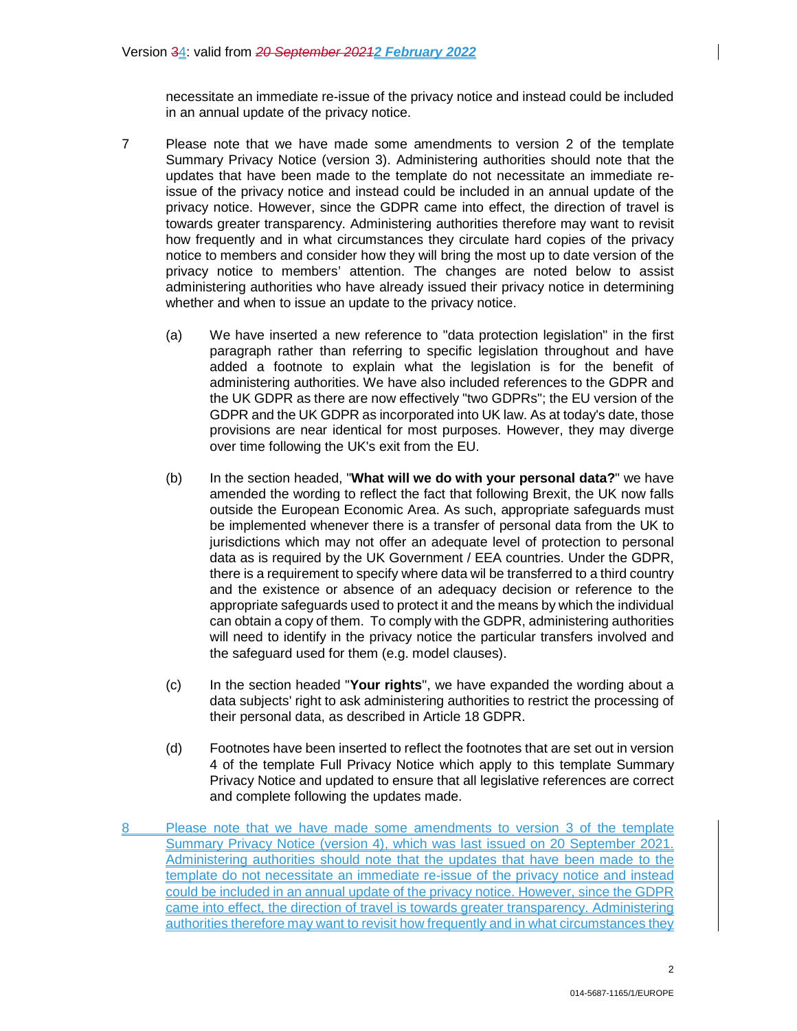necessitate an immediate re-issue of the privacy notice and instead could be included in an annual update of the privacy notice.

7 Please note that we have made some amendments to version 2 of the template Summary Privacy Notice (version 3). Administering authorities should note that the updates that have been made to the template do not necessitate an immediate re-issue of the privacy notice and instead could be included in an annual update of the privacy notice. However, since the GDPR came into effect, the direction of travel is towards greater transparency. Administering authorities therefore may want to revisit how frequently and in what circumstances they circulate hard copies of the privacy notice to members and consider how they will bring the most up to date version of the privacy notice to members' attention. The changes are noted below to assist administering authorities who have already issued their privacy notice in determining whether and when to issue an update to the privacy notice.

(a) We have inserted a new reference to "data protection legislation" in the first paragraph rather than referring to specific legislation throughout and have added a footnote to explain what the legislation is for the benefit of administering authorities. We have also included references to the GDPR and the UK GDPR as there are now effectively "two GDPRs"; the EU version of the GDPR and the UK GDPR as incorporated into UK law. As at today's date, those provisions are near identical for most purposes. However, they may diverge over time following the UK's exit from the EU.

(b) In the section headed, "**What will we do with your personal data?**" we have amended the wording to reflect the fact that following Brexit, the UK now falls outside the European Economic Area. As such, appropriate safeguards must be implemented whenever there is a transfer of personal data from the UK to jurisdictions which may not offer an adequate level of protection to personal data as is required by the UK Government / EEA countries. Under the GDPR, there is a requirement to specify where data wil be transferred to a third country and the existence or absence of an adequacy decision or reference to the appropriate safeguards used to protect it and the means by which the individual can obtain a copy of them. To comply with the GDPR, administering authorities will need to identify in the privacy notice the particular transfers involved and the safeguard used for them (e.g. model clauses).

(c) In the section headed "**Your rights**", we have expanded the wording about a data subjects' right to ask administering authorities to restrict the processing of their personal data, as described in Article 18 GDPR.

(d) Footnotes have been inserted to reflect the footnotes that are set out in version 4 of the template Full Privacy Notice which apply to this template Summary Privacy Notice and updated to ensure that all legislative references are correct and complete following the updates made.

8 Please note that we have made some amendments to version 3 of the template Summary Privacy Notice (version 4), which was last issued on 20 September 2021. Administering authorities should note that the updates that have been made to the template do not necessitate an immediate re-issue of the privacy notice and instead could be included in an annual update of the privacy notice. However, since the GDPR came into effect, the direction of travel is towards greater transparency. Administering authorities therefore may want to revisit how frequently and in what circumstances they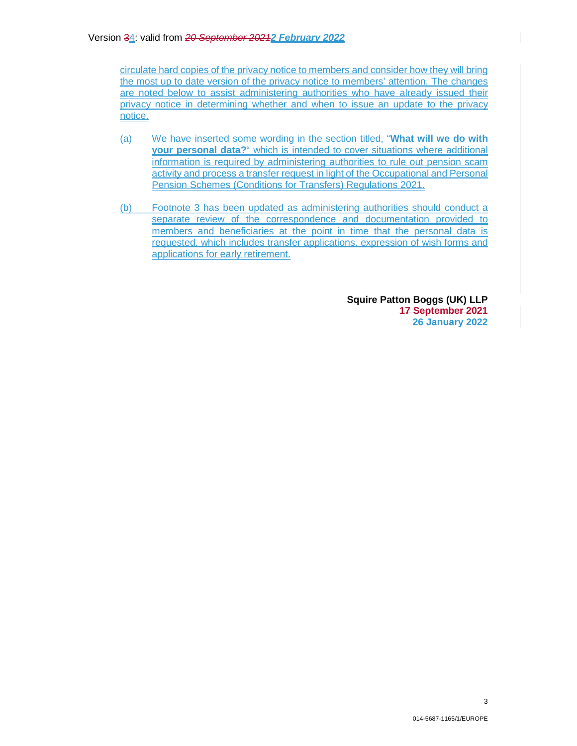circulate hard copies of the privacy notice to members and consider how they will bring the most up to date version of the privacy notice to members' attention. The changes are noted below to assist administering authorities who have already issued their privacy notice in determining whether and when to issue an update to the privacy notice.

(a) We have inserted some wording in the section titled, "**What will we do with your personal data?**" which is intended to cover situations where additional information is required by administering authorities to rule out pension scam activity and process a transfer request in light of the Occupational and Personal Pension Schemes (Conditions for Transfers) Regulations 2021.

(b) Footnote 3 has been updated as administering authorities should conduct a separate review of the correspondence and documentation provided to members and beneficiaries at the point in time that the personal data is requested, which includes transfer applications, expression of wish forms and applications for early retirement.

**Squire Patton Boggs (UK) LLP**
~~**17 September 2021**~~
**26 January 2022**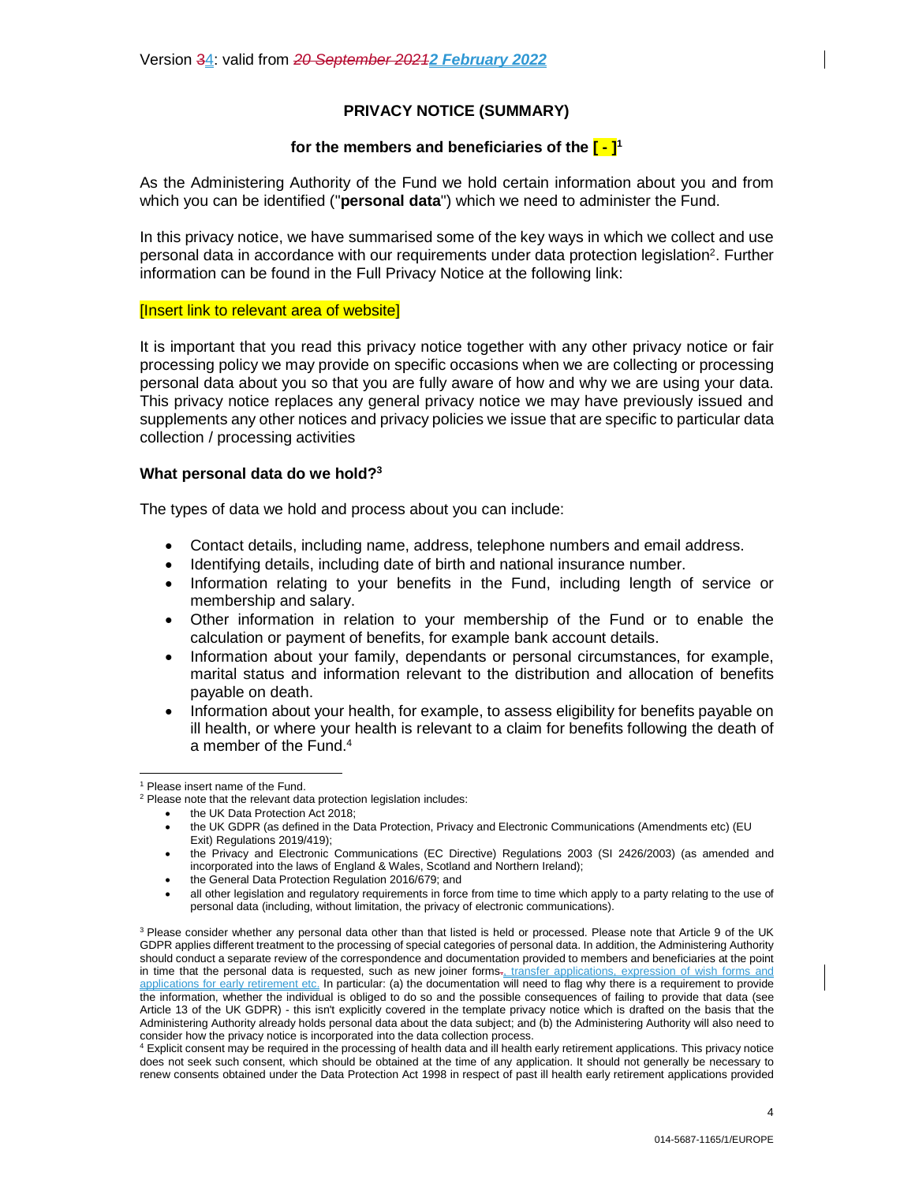Version ~~3~~4: valid from ~~*20 September 2021*~~***2 February 2022***

**PRIVACY NOTICE (SUMMARY)**

**for the members and beneficiaries of the [ - ]**[1]

As the Administering Authority of the Fund we hold certain information about you and from which you can be identified ("**personal data**") which we need to administer the Fund.

In this privacy notice, we have summarised some of the key ways in which we collect and use personal data in accordance with our requirements under data protection legislation[2]. Further information can be found in the Full Privacy Notice at the following link:

[Insert link to relevant area of website]

It is important that you read this privacy notice together with any other privacy notice or fair processing policy we may provide on specific occasions when we are collecting or processing personal data about you so that you are fully aware of how and why we are using your data. This privacy notice replaces any general privacy notice we may have previously issued and supplements any other notices and privacy policies we issue that are specific to particular data collection / processing activities

**What personal data do we hold?**[3]

The types of data we hold and process about you can include:

- Contact details, including name, address, telephone numbers and email address.
- Identifying details, including date of birth and national insurance number.
- Information relating to your benefits in the Fund, including length of service or membership and salary.
- Other information in relation to your membership of the Fund or to enable the calculation or payment of benefits, for example bank account details.
- Information about your family, dependants or personal circumstances, for example, marital status and information relevant to the distribution and allocation of benefits payable on death.
- Information about your health, for example, to assess eligibility for benefits payable on ill health, or where your health is relevant to a claim for benefits following the death of a member of the Fund.[4]

---

[1] Please insert name of the Fund.

[2] Please note that the relevant data protection legislation includes:

- the UK Data Protection Act 2018;
- the UK GDPR (as defined in the Data Protection, Privacy and Electronic Communications (Amendments etc) (EU Exit) Regulations 2019/419);
- the Privacy and Electronic Communications (EC Directive) Regulations 2003 (SI 2426/2003) (as amended and incorporated into the laws of England & Wales, Scotland and Northern Ireland);
- the General Data Protection Regulation 2016/679; and
- all other legislation and regulatory requirements in force from time to time which apply to a party relating to the use of personal data (including, without limitation, the privacy of electronic communications).

[3] Please consider whether any personal data other than that listed is held or processed. Please note that Article 9 of the UK GDPR applies different treatment to the processing of special categories of personal data. In addition, the Administering Authority should conduct a separate review of the correspondence and documentation provided to members and beneficiaries at the point in time that the personal data is requested, such as new joiner forms~~.~~, transfer applications, expression of wish forms and applications for early retirement etc. In particular: (a) the documentation will need to flag why there is a requirement to provide the information, whether the individual is obliged to do so and the possible consequences of failing to provide that data (see Article 13 of the UK GDPR) - this isn't explicitly covered in the template privacy notice which is drafted on the basis that the Administering Authority already holds personal data about the data subject; and (b) the Administering Authority will also need to consider how the privacy notice is incorporated into the data collection process.

[4] Explicit consent may be required in the processing of health data and ill health early retirement applications. This privacy notice does not seek such consent, which should be obtained at the time of any application. It should not generally be necessary to renew consents obtained under the Data Protection Act 1998 in respect of past ill health early retirement applications provided

014-5687-1165/1/EUROPE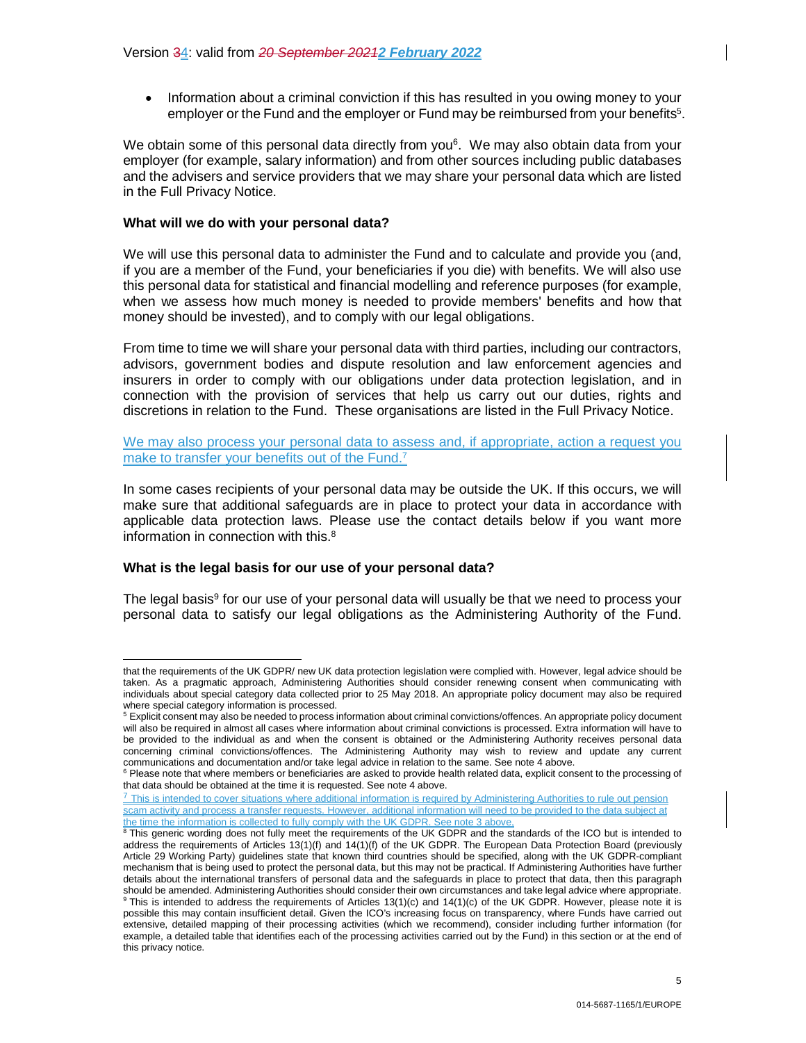- Information about a criminal conviction if this has resulted in you owing money to your employer or the Fund and the employer or Fund may be reimbursed from your benefits[5].

We obtain some of this personal data directly from you[6]. We may also obtain data from your employer (for example, salary information) and from other sources including public databases and the advisers and service providers that we may share your personal data which are listed in the Full Privacy Notice.

**What will we do with your personal data?**

We will use this personal data to administer the Fund and to calculate and provide you (and, if you are a member of the Fund, your beneficiaries if you die) with benefits. We will also use this personal data for statistical and financial modelling and reference purposes (for example, when we assess how much money is needed to provide members' benefits and how that money should be invested), and to comply with our legal obligations.

From time to time we will share your personal data with third parties, including our contractors, advisors, government bodies and dispute resolution and law enforcement agencies and insurers in order to comply with our obligations under data protection legislation, and in connection with the provision of services that help us carry out our duties, rights and discretions in relation to the Fund. These organisations are listed in the Full Privacy Notice.

We may also process your personal data to assess and, if appropriate, action a request you make to transfer your benefits out of the Fund.[7]

In some cases recipients of your personal data may be outside the UK. If this occurs, we will make sure that additional safeguards are in place to protect your data in accordance with applicable data protection laws. Please use the contact details below if you want more information in connection with this.[8]

**What is the legal basis for our use of your personal data?**

The legal basis[9] for our use of your personal data will usually be that we need to process your personal data to satisfy our legal obligations as the Administering Authority of the Fund.

---

that the requirements of the UK GDPR/ new UK data protection legislation were complied with. However, legal advice should be taken. As a pragmatic approach, Administering Authorities should consider renewing consent when communicating with individuals about special category data collected prior to 25 May 2018. An appropriate policy document may also be required where special category information is processed.

[5] Explicit consent may also be needed to process information about criminal convictions/offences. An appropriate policy document will also be required in almost all cases where information about criminal convictions is processed. Extra information will have to be provided to the individual as and when the consent is obtained or the Administering Authority receives personal data concerning criminal convictions/offences. The Administering Authority may wish to review and update any current communications and documentation and/or take legal advice in relation to the same. See note 4 above.

[6] Please note that where members or beneficiaries are asked to provide health related data, explicit consent to the processing of that data should be obtained at the time it is requested. See note 4 above.

[7] This is intended to cover situations where additional information is required by Administering Authorities to rule out pension scam activity and process a transfer requests. However, additional information will need to be provided to the data subject at the time the information is collected to fully comply with the UK GDPR. See note 3 above.

[8] This generic wording does not fully meet the requirements of the UK GDPR and the standards of the ICO but is intended to address the requirements of Articles 13(1)(f) and 14(1)(f) of the UK GDPR. The European Data Protection Board (previously Article 29 Working Party) guidelines state that known third countries should be specified, along with the UK GDPR-compliant mechanism that is being used to protect the personal data, but this may not be practical. If Administering Authorities have further details about the international transfers of personal data and the safeguards in place to protect that data, then this paragraph should be amended. Administering Authorities should consider their own circumstances and take legal advice where appropriate.

[9] This is intended to address the requirements of Articles 13(1)(c) and 14(1)(c) of the UK GDPR. However, please note it is possible this may contain insufficient detail. Given the ICO's increasing focus on transparency, where Funds have carried out extensive, detailed mapping of their processing activities (which we recommend), consider including further information (for example, a detailed table that identifies each of the processing activities carried out by the Fund) in this section or at the end of this privacy notice.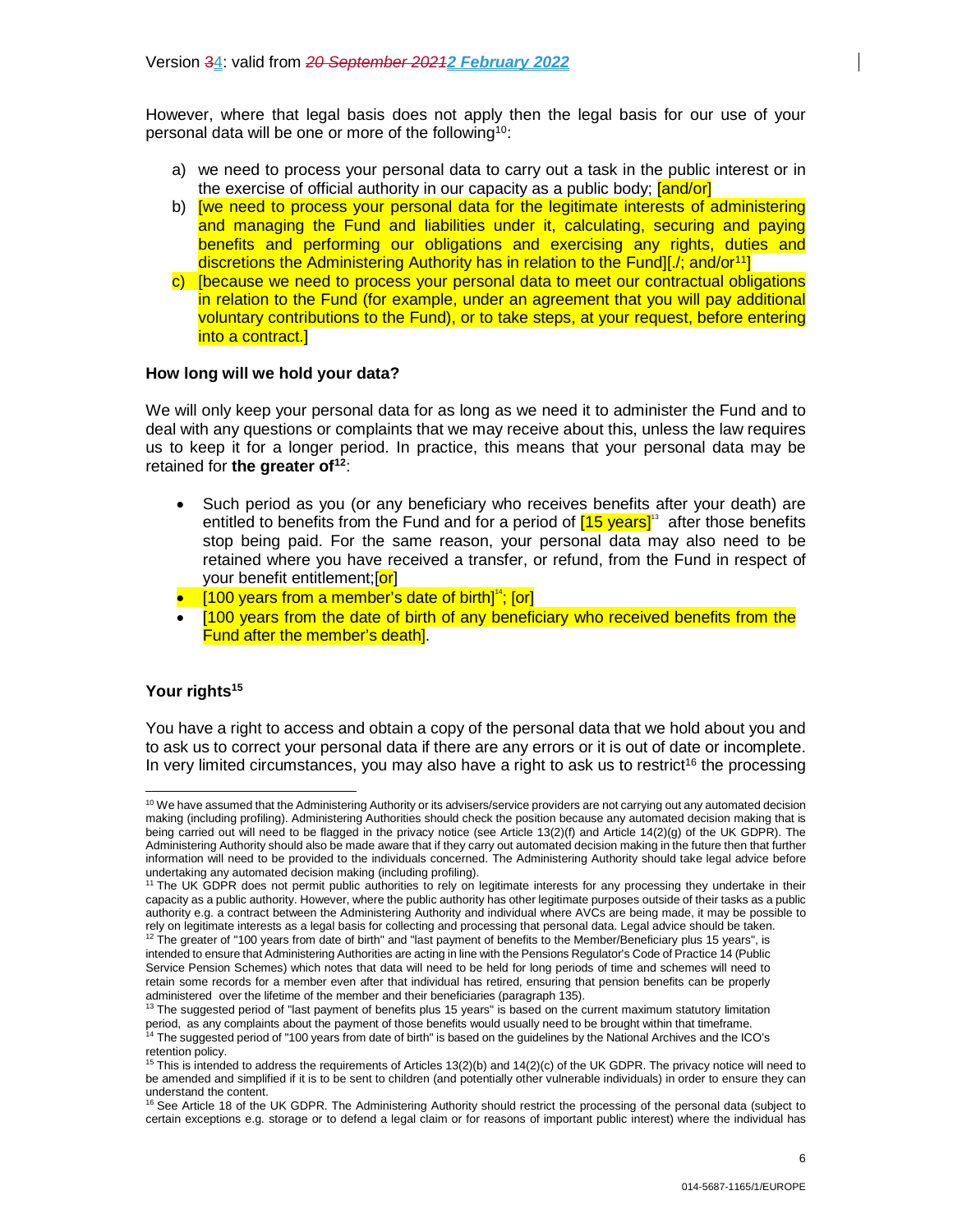However, where that legal basis does not apply then the legal basis for our use of your personal data will be one or more of the following[10]:

a) we need to process your personal data to carry out a task in the public interest or in the exercise of official authority in our capacity as a public body; [and/or]
b) [we need to process your personal data for the legitimate interests of administering and managing the Fund and liabilities under it, calculating, securing and paying benefits and performing our obligations and exercising any rights, duties and discretions the Administering Authority has in relation to the Fund][./; and/or[11]]
c) [because we need to process your personal data to meet our contractual obligations in relation to the Fund (for example, under an agreement that you will pay additional voluntary contributions to the Fund), or to take steps, at your request, before entering into a contract.]

**How long will we hold your data?**

We will only keep your personal data for as long as we need it to administer the Fund and to deal with any questions or complaints that we may receive about this, unless the law requires us to keep it for a longer period. In practice, this means that your personal data may be retained for **the greater of[12]**:

- Such period as you (or any beneficiary who receives benefits after your death) are entitled to benefits from the Fund and for a period of [15 years][13] after those benefits stop being paid. For the same reason, your personal data may also need to be retained where you have received a transfer, or refund, from the Fund in respect of your benefit entitlement;[or]
- [100 years from a member's date of birth][14]; [or]
- [100 years from the date of birth of any beneficiary who received benefits from the Fund after the member's death].

**Your rights[15]**

You have a right to access and obtain a copy of the personal data that we hold about you and to ask us to correct your personal data if there are any errors or it is out of date or incomplete. In very limited circumstances, you may also have a right to ask us to restrict[16] the processing

---

[10] We have assumed that the Administering Authority or its advisers/service providers are not carrying out any automated decision making (including profiling). Administering Authorities should check the position because any automated decision making that is being carried out will need to be flagged in the privacy notice (see Article 13(2)(f) and Article 14(2)(g) of the UK GDPR). The Administering Authority should also be made aware that if they carry out automated decision making in the future then that further information will need to be provided to the individuals concerned. The Administering Authority should take legal advice before undertaking any automated decision making (including profiling).

[11] The UK GDPR does not permit public authorities to rely on legitimate interests for any processing they undertake in their capacity as a public authority. However, where the public authority has other legitimate purposes outside of their tasks as a public authority e.g. a contract between the Administering Authority and individual where AVCs are being made, it may be possible to rely on legitimate interests as a legal basis for collecting and processing that personal data. Legal advice should be taken.

[12] The greater of "100 years from date of birth" and "last payment of benefits to the Member/Beneficiary plus 15 years", is intended to ensure that Administering Authorities are acting in line with the Pensions Regulator's Code of Practice 14 (Public Service Pension Schemes) which notes that data will need to be held for long periods of time and schemes will need to retain some records for a member even after that individual has retired, ensuring that pension benefits can be properly administered over the lifetime of the member and their beneficiaries (paragraph 135).

[13] The suggested period of "last payment of benefits plus 15 years" is based on the current maximum statutory limitation period, as any complaints about the payment of those benefits would usually need to be brought within that timeframe.

[14] The suggested period of "100 years from date of birth" is based on the guidelines by the National Archives and the ICO's retention policy.

[15] This is intended to address the requirements of Articles 13(2)(b) and 14(2)(c) of the UK GDPR. The privacy notice will need to be amended and simplified if it is to be sent to children (and potentially other vulnerable individuals) in order to ensure they can understand the content.

[16] See Article 18 of the UK GDPR. The Administering Authority should restrict the processing of the personal data (subject to certain exceptions e.g. storage or to defend a legal claim or for reasons of important public interest) where the individual has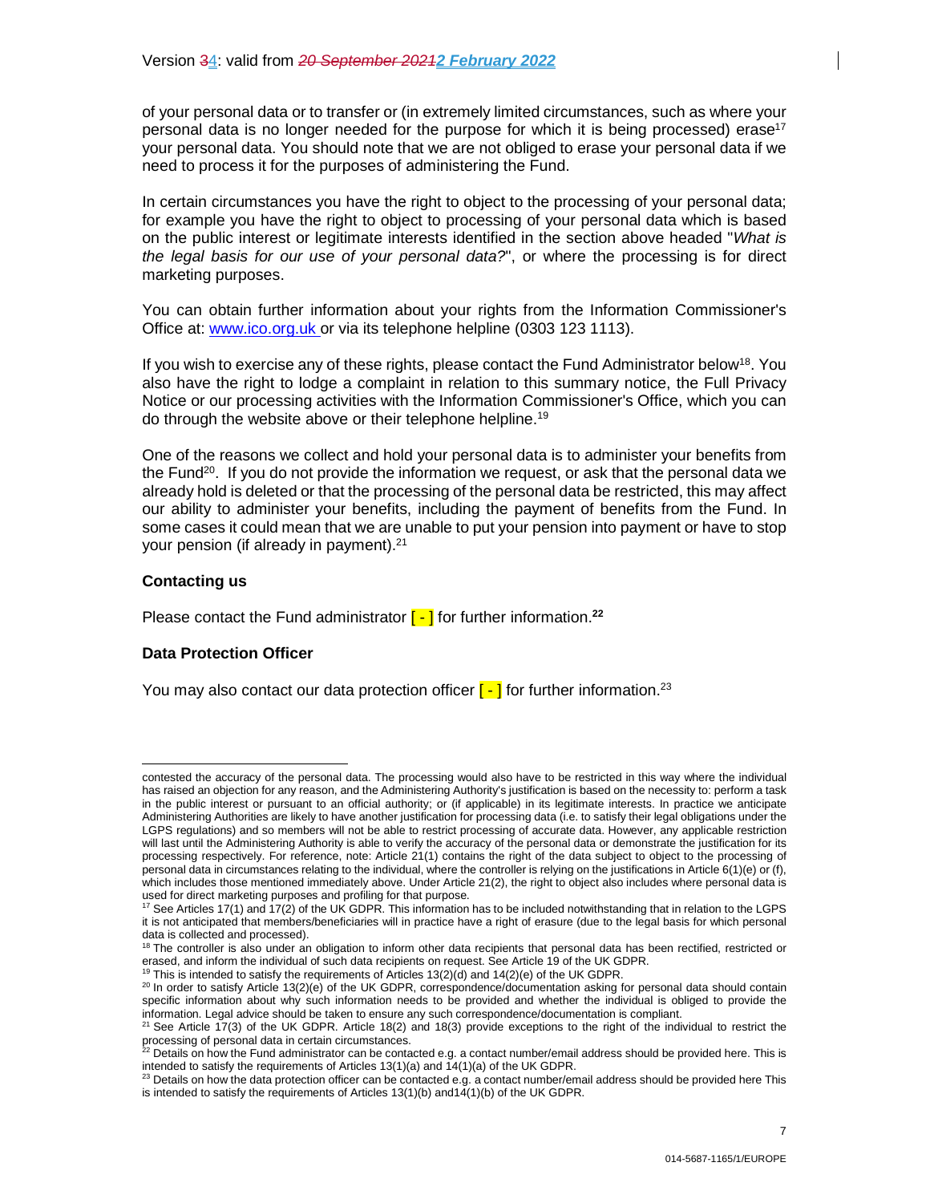of your personal data or to transfer or (in extremely limited circumstances, such as where your personal data is no longer needed for the purpose for which it is being processed) erase[17] your personal data. You should note that we are not obliged to erase your personal data if we need to process it for the purposes of administering the Fund.

In certain circumstances you have the right to object to the processing of your personal data; for example you have the right to object to processing of your personal data which is based on the public interest or legitimate interests identified in the section above headed "*What is the legal basis for our use of your personal data?*", or where the processing is for direct marketing purposes.

You can obtain further information about your rights from the Information Commissioner's Office at: www.ico.org.uk or via its telephone helpline (0303 123 1113).

If you wish to exercise any of these rights, please contact the Fund Administrator below[18]. You also have the right to lodge a complaint in relation to this summary notice, the Full Privacy Notice or our processing activities with the Information Commissioner's Office, which you can do through the website above or their telephone helpline.[19]

One of the reasons we collect and hold your personal data is to administer your benefits from the Fund[20]. If you do not provide the information we request, or ask that the personal data we already hold is deleted or that the processing of the personal data be restricted, this may affect our ability to administer your benefits, including the payment of benefits from the Fund. In some cases it could mean that we are unable to put your pension into payment or have to stop your pension (if already in payment).[21]

**Contacting us**

Please contact the Fund administrator [ - ] for further information.[22]

**Data Protection Officer**

You may also contact our data protection officer [ - ] for further information.[23]

---

contested the accuracy of the personal data. The processing would also have to be restricted in this way where the individual has raised an objection for any reason, and the Administering Authority's justification is based on the necessity to: perform a task in the public interest or pursuant to an official authority; or (if applicable) in its legitimate interests. In practice we anticipate Administering Authorities are likely to have another justification for processing data (i.e. to satisfy their legal obligations under the LGPS regulations) and so members will not be able to restrict processing of accurate data. However, any applicable restriction will last until the Administering Authority is able to verify the accuracy of the personal data or demonstrate the justification for its processing respectively. For reference, note: Article 21(1) contains the right of the data subject to object to the processing of personal data in circumstances relating to the individual, where the controller is relying on the justifications in Article 6(1)(e) or (f), which includes those mentioned immediately above. Under Article 21(2), the right to object also includes where personal data is used for direct marketing purposes and profiling for that purpose.

[17] See Articles 17(1) and 17(2) of the UK GDPR. This information has to be included notwithstanding that in relation to the LGPS it is not anticipated that members/beneficiaries will in practice have a right of erasure (due to the legal basis for which personal data is collected and processed).

[18] The controller is also under an obligation to inform other data recipients that personal data has been rectified, restricted or erased, and inform the individual of such data recipients on request. See Article 19 of the UK GDPR.

[19] This is intended to satisfy the requirements of Articles 13(2)(d) and 14(2)(e) of the UK GDPR.

[20] In order to satisfy Article 13(2)(e) of the UK GDPR, correspondence/documentation asking for personal data should contain specific information about why such information needs to be provided and whether the individual is obliged to provide the information. Legal advice should be taken to ensure any such correspondence/documentation is compliant.

[21] See Article 17(3) of the UK GDPR. Article 18(2) and 18(3) provide exceptions to the right of the individual to restrict the processing of personal data in certain circumstances.

[22] Details on how the Fund administrator can be contacted e.g. a contact number/email address should be provided here. This is intended to satisfy the requirements of Articles 13(1)(a) and 14(1)(a) of the UK GDPR.

[23] Details on how the data protection officer can be contacted e.g. a contact number/email address should be provided here This is intended to satisfy the requirements of Articles 13(1)(b) and14(1)(b) of the UK GDPR.